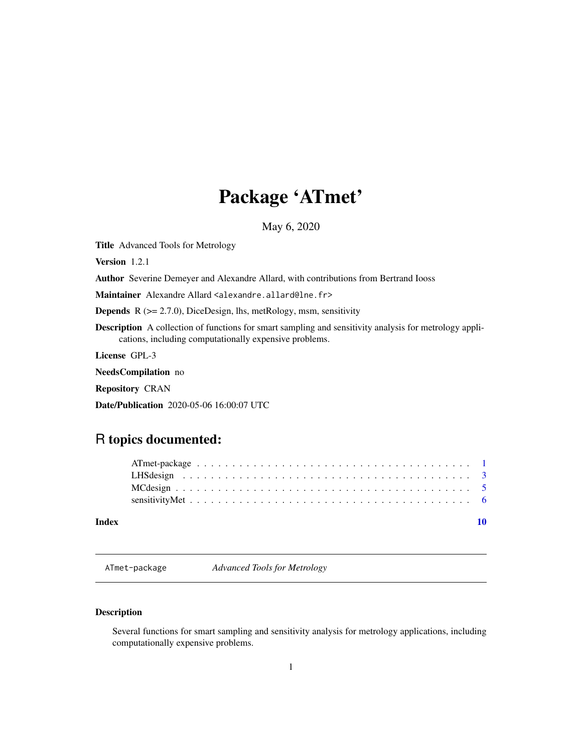# Package 'ATmet'

May 6, 2020

**Title** Advanced Tools for Metrology

**Version** 1.2.1

**Author** Severine Demeyer and Alexandre Allard, with contributions from Bertrand Iooss

**Maintainer** Alexandre Allard <alexandre.allard@lne.fr>

**Depends** R (>= 2.7.0), DiceDesign, lhs, metRology, msm, sensitivity

**Description** A collection of functions for smart sampling and sensitivity analysis for metrology applications, including computationally expensive problems.

**License** GPL-3

**NeedsCompilation** no

**Repository** CRAN

**Date/Publication** 2020-05-06 16:00:07 UTC

## R topics documented:

| | |
|---|---|
| ATmet-package | 1 |
| LHSdesign | 3 |
| MCdesign | 5 |
| sensitivityMet | 6 |
| **Index** | **10** |

---

`ATmet-package` *Advanced Tools for Metrology*

---

### Description

Several functions for smart sampling and sensitivity analysis for metrology applications, including computationally expensive problems.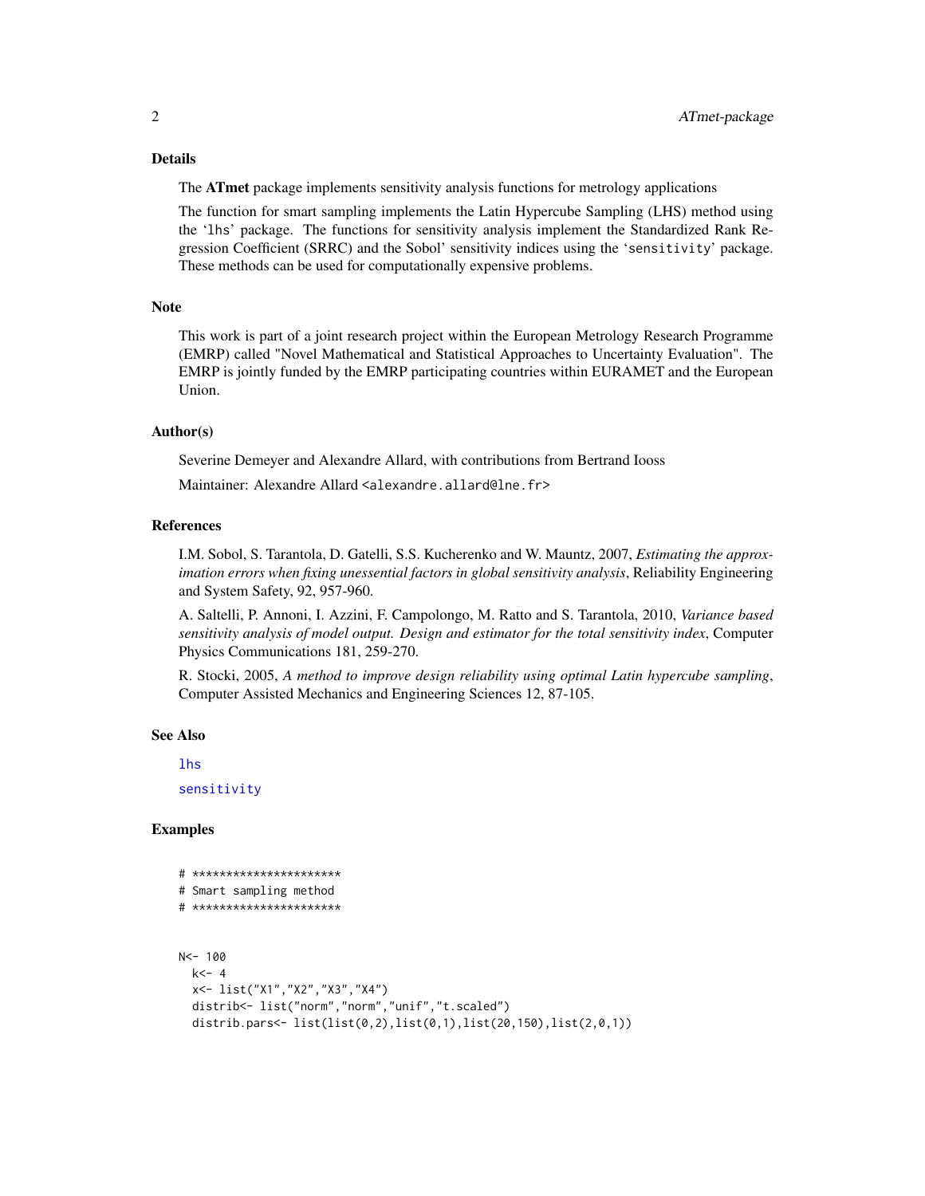## Details

The **ATmet** package implements sensitivity analysis functions for metrology applications

The function for smart sampling implements the Latin Hypercube Sampling (LHS) method using the 'lhs' package. The functions for sensitivity analysis implement the Standardized Rank Regression Coefficient (SRRC) and the Sobol' sensitivity indices using the 'sensitivity' package. These methods can be used for computationally expensive problems.

## Note

This work is part of a joint research project within the European Metrology Research Programme (EMRP) called "Novel Mathematical and Statistical Approaches to Uncertainty Evaluation". The EMRP is jointly funded by the EMRP participating countries within EURAMET and the European Union.

## Author(s)

Severine Demeyer and Alexandre Allard, with contributions from Bertrand Iooss

Maintainer: Alexandre Allard <alexandre.allard@lne.fr>

## References

I.M. Sobol, S. Tarantola, D. Gatelli, S.S. Kucherenko and W. Mauntz, 2007, *Estimating the approximation errors when fixing unessential factors in global sensitivity analysis*, Reliability Engineering and System Safety, 92, 957-960.

A. Saltelli, P. Annoni, I. Azzini, F. Campolongo, M. Ratto and S. Tarantola, 2010, *Variance based sensitivity analysis of model output. Design and estimator for the total sensitivity index*, Computer Physics Communications 181, 259-270.

R. Stocki, 2005, *A method to improve design reliability using optimal Latin hypercube sampling*, Computer Assisted Mechanics and Engineering Sciences 12, 87-105.

## See Also

lhs

sensitivity

## Examples

```
# **********************
# Smart sampling method
# **********************


N<- 100
  k<- 4
  x<- list("X1","X2","X3","X4")
  distrib<- list("norm","norm","unif","t.scaled")
  distrib.pars<- list(list(0,2),list(0,1),list(20,150),list(2,0,1))
```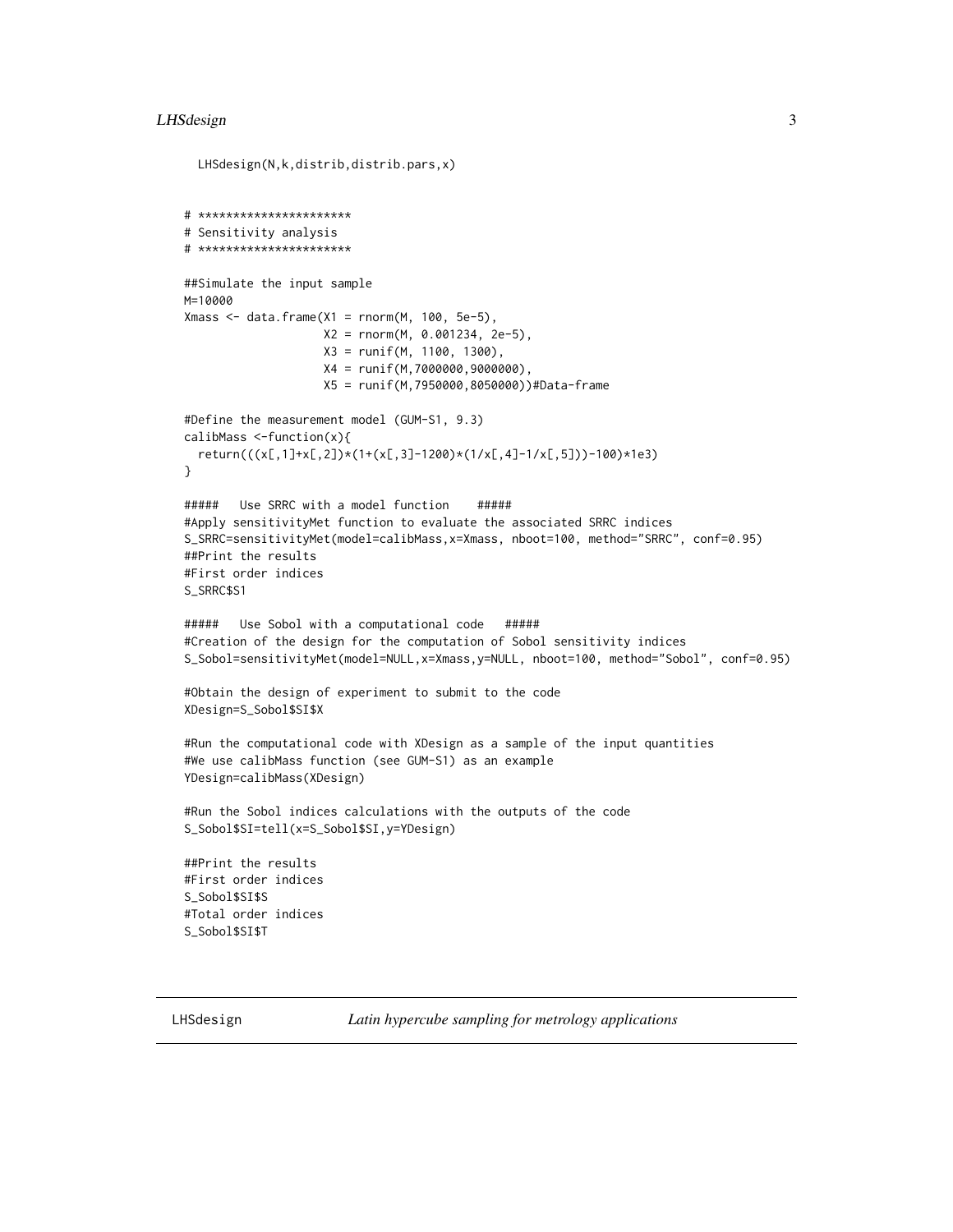```
  LHSdesign(N,k,distrib,distrib.pars,x)


# *********************
# Sensitivity analysis
# *********************

##Simulate the input sample
M=10000
Xmass <- data.frame(X1 = rnorm(M, 100, 5e-5),
                    X2 = rnorm(M, 0.001234, 2e-5),
                    X3 = runif(M, 1100, 1300),
                    X4 = runif(M,7000000,9000000),
                    X5 = runif(M,7950000,8050000))#Data-frame

#Define the measurement model (GUM-S1, 9.3)
calibMass <-function(x){
  return(((x[,1]+x[,2])*(1+(x[,3]-1200)*(1/x[,4]-1/x[,5]))-100)*1e3)
}

#####   Use SRRC with a model function    #####
#Apply sensitivityMet function to evaluate the associated SRRC indices
S_SRRC=sensitivityMet(model=calibMass,x=Xmass, nboot=100, method="SRRC", conf=0.95)
##Print the results
#First order indices
S_SRRC$S1

#####   Use Sobol with a computational code   #####
#Creation of the design for the computation of Sobol sensitivity indices
S_Sobol=sensitivityMet(model=NULL,x=Xmass,y=NULL, nboot=100, method="Sobol", conf=0.95)

#Obtain the design of experiment to submit to the code
XDesign=S_Sobol$SI$X

#Run the computational code with XDesign as a sample of the input quantities
#We use calibMass function (see GUM-S1) as an example
YDesign=calibMass(XDesign)

#Run the Sobol indices calculations with the outputs of the code
S_Sobol$SI=tell(x=S_Sobol$SI,y=YDesign)

##Print the results
#First order indices
S_Sobol$SI$S
#Total order indices
S_Sobol$SI$T
```

---

LHSdesign *Latin hypercube sampling for metrology applications*

---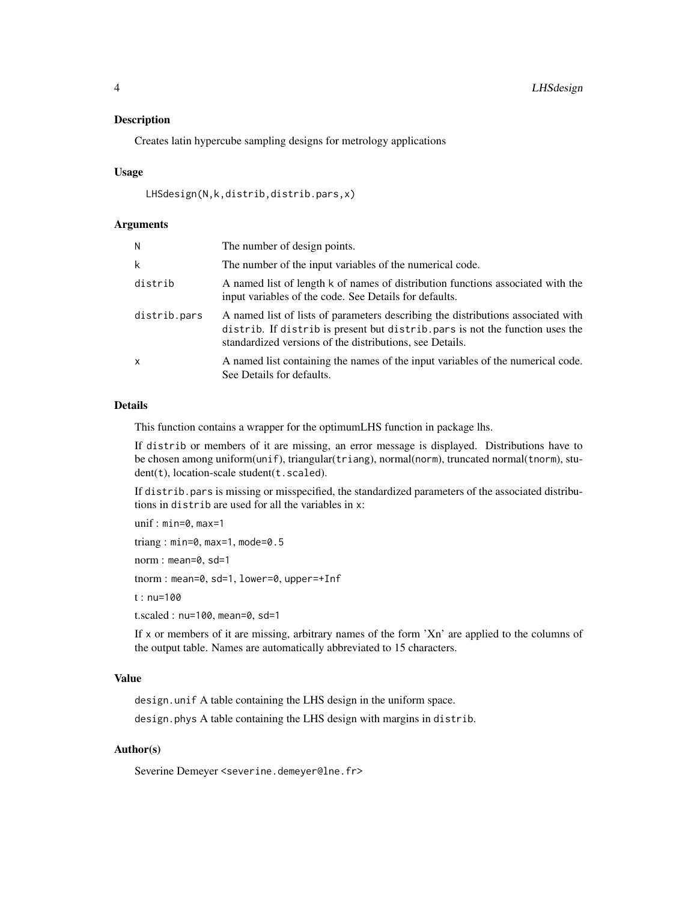## Description

Creates latin hypercube sampling designs for metrology applications

## Usage

```
LHSdesign(N,k,distrib,distrib.pars,x)
```

## Arguments

| | |
|---|---|
| N | The number of design points. |
| k | The number of the input variables of the numerical code. |
| distrib | A named list of length k of names of distribution functions associated with the input variables of the code. See Details for defaults. |
| distrib.pars | A named list of lists of parameters describing the distributions associated with distrib. If distrib is present but distrib.pars is not the function uses the standardized versions of the distributions, see Details. |
| x | A named list containing the names of the input variables of the numerical code. See Details for defaults. |

## Details

This function contains a wrapper for the optimumLHS function in package lhs.

If distrib or members of it are missing, an error message is displayed. Distributions have to be chosen among uniform(unif), triangular(triang), normal(norm), truncated normal(tnorm), student(t), location-scale student(t.scaled).

If distrib.pars is missing or misspecified, the standardized parameters of the associated distributions in distrib are used for all the variables in x:

unif : min=0, max=1

triang : min=0, max=1, mode=0.5

norm : mean=0, sd=1

tnorm : mean=0, sd=1, lower=0, upper=+Inf

t : nu=100

t.scaled : nu=100, mean=0, sd=1

If x or members of it are missing, arbitrary names of the form 'Xn' are applied to the columns of the output table. Names are automatically abbreviated to 15 characters.

## Value

design.unif A table containing the LHS design in the uniform space.

design.phys A table containing the LHS design with margins in distrib.

## Author(s)

Severine Demeyer <severine.demeyer@lne.fr>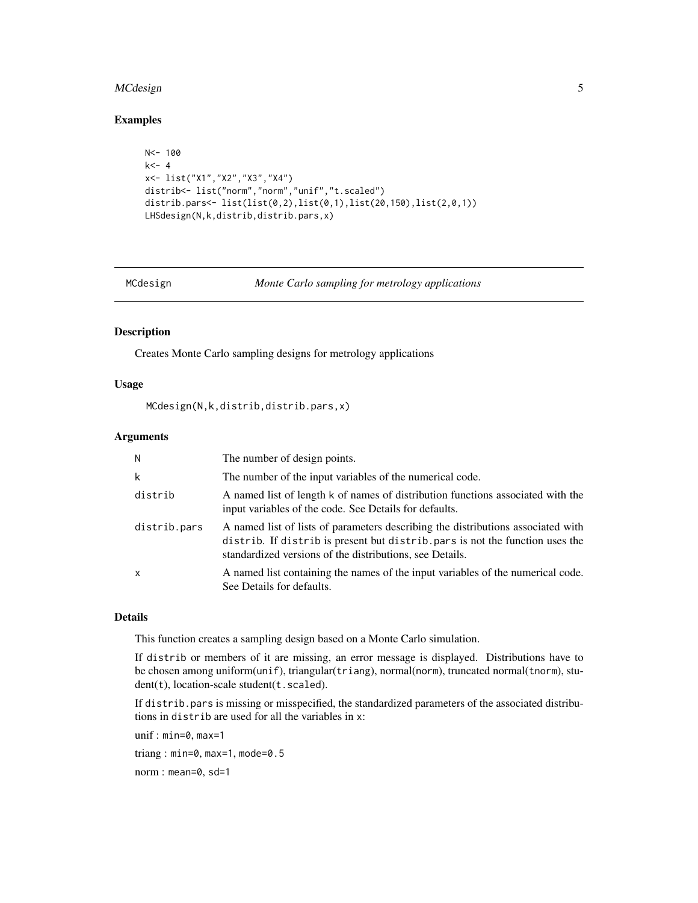## Examples

```
N<- 100
k<- 4
x<- list("X1","X2","X3","X4")
distrib<- list("norm","norm","unif","t.scaled")
distrib.pars<- list(list(0,2),list(0,1),list(20,150),list(2,0,1))
LHSdesign(N,k,distrib,distrib.pars,x)
```

---

# MCdesign — *Monte Carlo sampling for metrology applications*

---

## Description

Creates Monte Carlo sampling designs for metrology applications

## Usage

```
MCdesign(N,k,distrib,distrib.pars,x)
```

## Arguments

| | |
|---|---|
| `N` | The number of design points. |
| `k` | The number of the input variables of the numerical code. |
| `distrib` | A named list of length k of names of distribution functions associated with the input variables of the code. See Details for defaults. |
| `distrib.pars` | A named list of lists of parameters describing the distributions associated with `distrib`. If `distrib` is present but `distrib.pars` is not the function uses the standardized versions of the distributions, see Details. |
| `x` | A named list containing the names of the input variables of the numerical code. See Details for defaults. |

## Details

This function creates a sampling design based on a Monte Carlo simulation.

If `distrib` or members of it are missing, an error message is displayed. Distributions have to be chosen among uniform(`unif`), triangular(`triang`), normal(`norm`), truncated normal(`tnorm`), student(`t`), location-scale student(`t.scaled`).

If `distrib.pars` is missing or misspecified, the standardized parameters of the associated distributions in `distrib` are used for all the variables in `x`:

unif : `min=0`, `max=1`

triang : `min=0`, `max=1`, `mode=0.5`

norm : `mean=0`, `sd=1`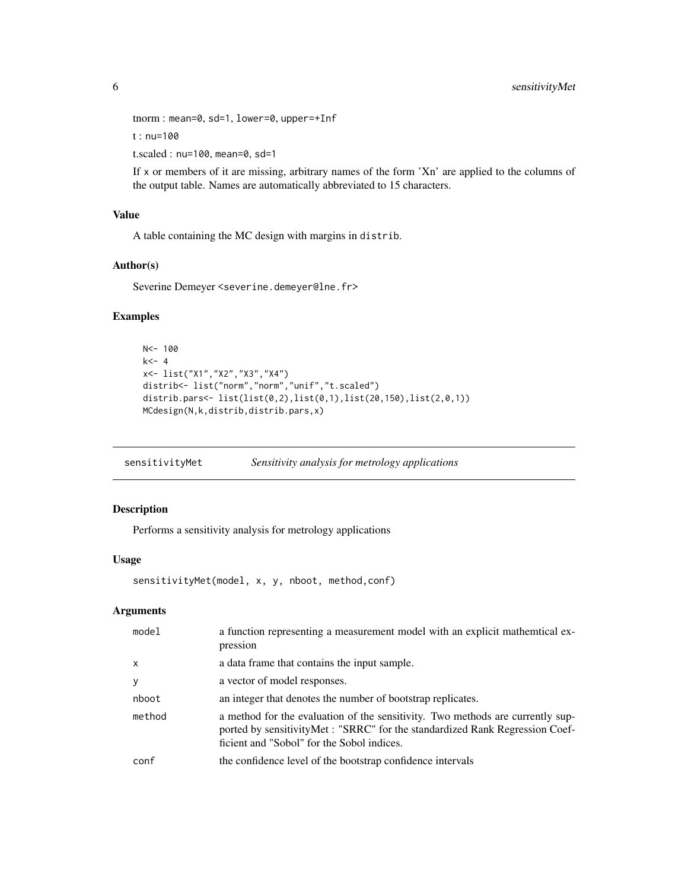tnorm : `mean=0, sd=1, lower=0, upper=+Inf`

t : `nu=100`

t.scaled : `nu=100, mean=0, sd=1`

If x or members of it are missing, arbitrary names of the form 'Xn' are applied to the columns of the output table. Names are automatically abbreviated to 15 characters.

### Value

A table containing the MC design with margins in distrib.

### Author(s)

Severine Demeyer <severine.demeyer@lne.fr>

### Examples

```
N<- 100
k<- 4
x<- list("X1","X2","X3","X4")
distrib<- list("norm","norm","unif","t.scaled")
distrib.pars<- list(list(0,2),list(0,1),list(20,150),list(2,0,1))
MCdesign(N,k,distrib,distrib.pars,x)
```

---

## sensitivityMet — *Sensitivity analysis for metrology applications*

---

### Description

Performs a sensitivity analysis for metrology applications

### Usage

```
sensitivityMet(model, x, y, nboot, method,conf)
```

### Arguments

| | |
|---|---|
| model | a function representing a measurement model with an explicit mathemtical expression |
| x | a data frame that contains the input sample. |
| y | a vector of model responses. |
| nboot | an integer that denotes the number of bootstrap replicates. |
| method | a method for the evaluation of the sensitivity. Two methods are currently supported by sensitivityMet : "SRRC" for the standardized Rank Regression Coefficient and "Sobol" for the Sobol indices. |
| conf | the confidence level of the bootstrap confidence intervals |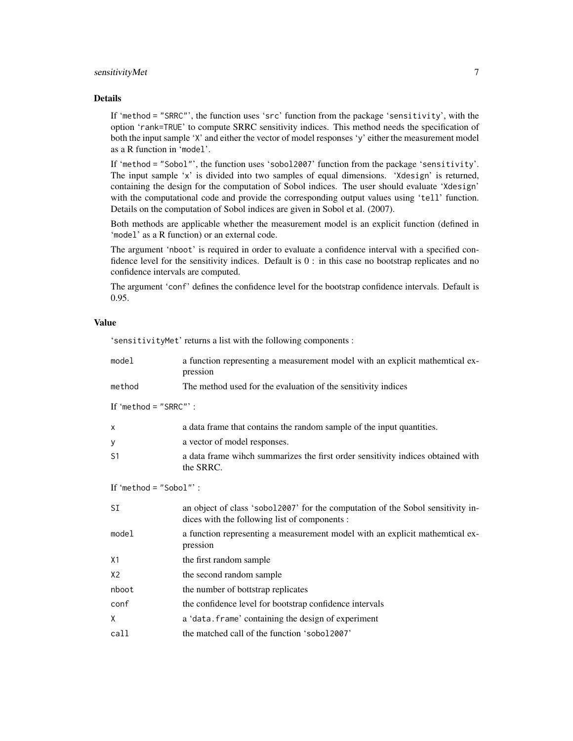## Details

If 'method = "SRRC"', the function uses 'src' function from the package 'sensitivity', with the option 'rank=TRUE' to compute SRRC sensitivity indices. This method needs the specification of both the input sample 'X' and either the vector of model responses 'y' either the measurement model as a R function in 'model'.

If 'method = "Sobol"', the function uses 'sobol2007' function from the package 'sensitivity'. The input sample 'x' is divided into two samples of equal dimensions. 'Xdesign' is returned, containing the design for the computation of Sobol indices. The user should evaluate 'Xdesign' with the computational code and provide the corresponding output values using 'tell' function. Details on the computation of Sobol indices are given in Sobol et al. (2007).

Both methods are applicable whether the measurement model is an explicit function (defined in 'model' as a R function) or an external code.

The argument 'nboot' is required in order to evaluate a confidence interval with a specified confidence level for the sensitivity indices. Default is 0 : in this case no bootstrap replicates and no confidence intervals are computed.

The argument 'conf' defines the confidence level for the bootstrap confidence intervals. Default is 0.95.

## Value

'sensitivityMet' returns a list with the following components :

| | |
|---|---|
| model | a function representing a measurement model with an explicit mathemtical expression |
| method | The method used for the evaluation of the sensitivity indices |

If 'method = "SRRC"' :

| | |
|---|---|
| x | a data frame that contains the random sample of the input quantities. |
| y | a vector of model responses. |
| S1 | a data frame wihch summarizes the first order sensitivity indices obtained with the SRRC. |

If 'method = "Sobol"' :

| | |
|---|---|
| SI | an object of class 'sobol2007' for the computation of the Sobol sensitivity indices with the following list of components : |
| model | a function representing a measurement model with an explicit mathemtical expression |
| X1 | the first random sample |
| X2 | the second random sample |
| nboot | the number of bottstrap replicates |
| conf | the confidence level for bootstrap confidence intervals |
| X | a 'data.frame' containing the design of experiment |
| call | the matched call of the function 'sobol2007' |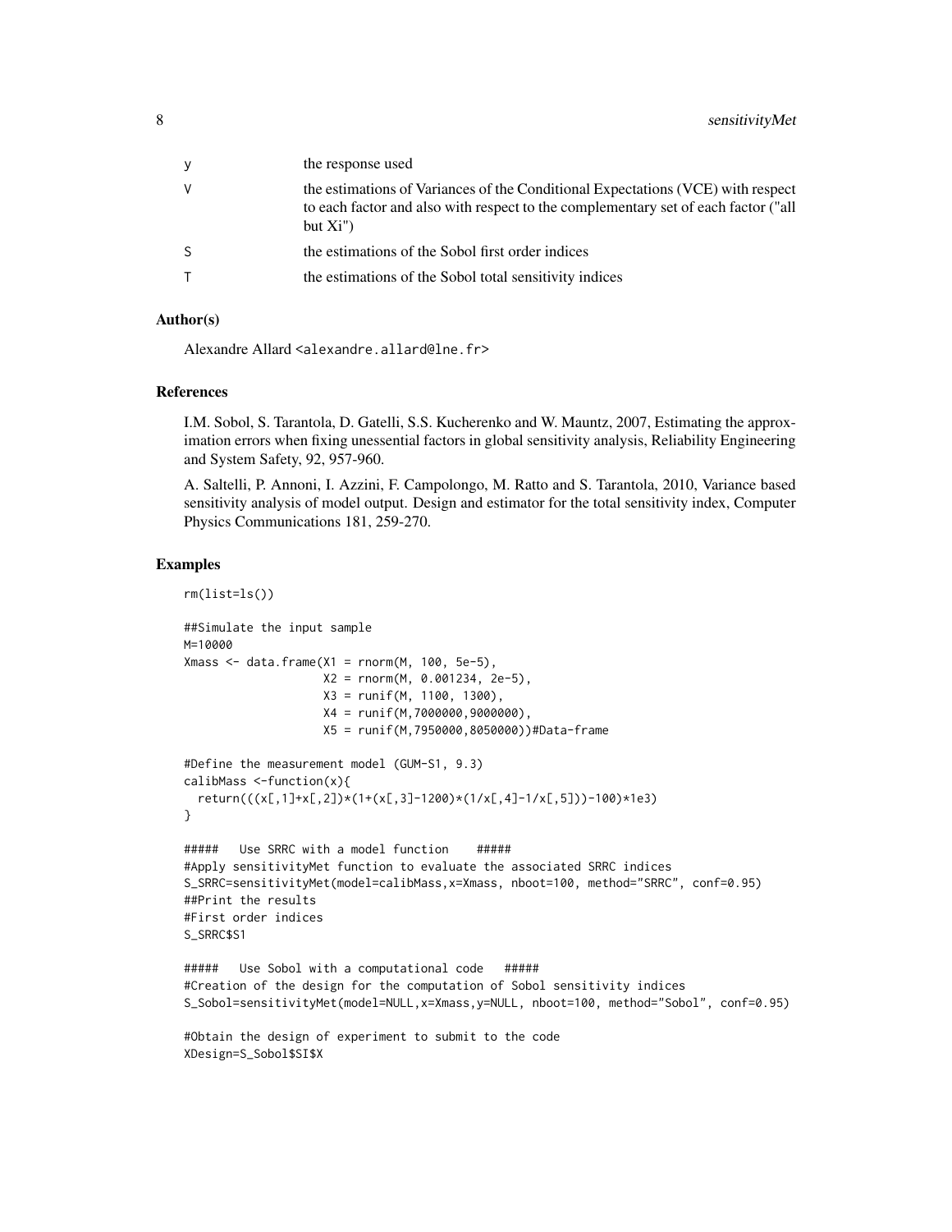| | |
|---|---|
| y | the response used |
| V | the estimations of Variances of the Conditional Expectations (VCE) with respect to each factor and also with respect to the complementary set of each factor ("all but Xi") |
| S | the estimations of the Sobol first order indices |
| T | the estimations of the Sobol total sensitivity indices |

## Author(s)

Alexandre Allard <alexandre.allard@lne.fr>

## References

I.M. Sobol, S. Tarantola, D. Gatelli, S.S. Kucherenko and W. Mauntz, 2007, Estimating the approximation errors when fixing unessential factors in global sensitivity analysis, Reliability Engineering and System Safety, 92, 957-960.

A. Saltelli, P. Annoni, I. Azzini, F. Campolongo, M. Ratto and S. Tarantola, 2010, Variance based sensitivity analysis of model output. Design and estimator for the total sensitivity index, Computer Physics Communications 181, 259-270.

## Examples

```
rm(list=ls())

##Simulate the input sample
M=10000
Xmass <- data.frame(X1 = rnorm(M, 100, 5e-5),
                    X2 = rnorm(M, 0.001234, 2e-5),
                    X3 = runif(M, 1100, 1300),
                    X4 = runif(M,7000000,9000000),
                    X5 = runif(M,7950000,8050000))#Data-frame

#Define the measurement model (GUM-S1, 9.3)
calibMass <-function(x){
  return(((x[,1]+x[,2])*(1+(x[,3]-1200)*(1/x[,4]-1/x[,5]))-100)*1e3)
}

#####   Use SRRC with a model function    #####
#Apply sensitivityMet function to evaluate the associated SRRC indices
S_SRRC=sensitivityMet(model=calibMass,x=Xmass, nboot=100, method="SRRC", conf=0.95)
##Print the results
#First order indices
S_SRRC$S1

#####   Use Sobol with a computational code   #####
#Creation of the design for the computation of Sobol sensitivity indices
S_Sobol=sensitivityMet(model=NULL,x=Xmass,y=NULL, nboot=100, method="Sobol", conf=0.95)

#Obtain the design of experiment to submit to the code
XDesign=S_Sobol$SI$X
```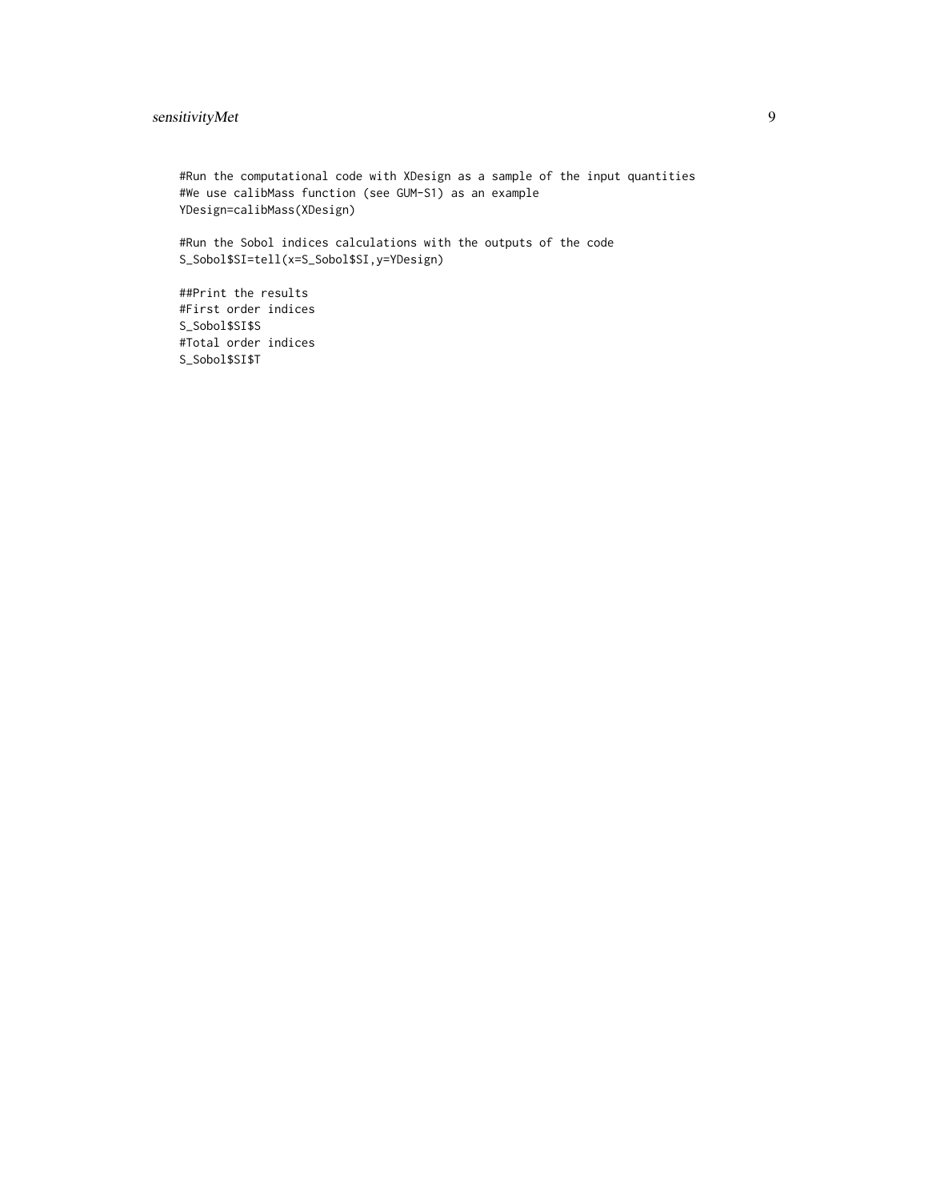```
#Run the computational code with XDesign as a sample of the input quantities
#We use calibMass function (see GUM-S1) as an example
YDesign=calibMass(XDesign)

#Run the Sobol indices calculations with the outputs of the code
S_Sobol$SI=tell(x=S_Sobol$SI,y=YDesign)

##Print the results
#First order indices
S_Sobol$SI$S
#Total order indices
S_Sobol$SI$T
```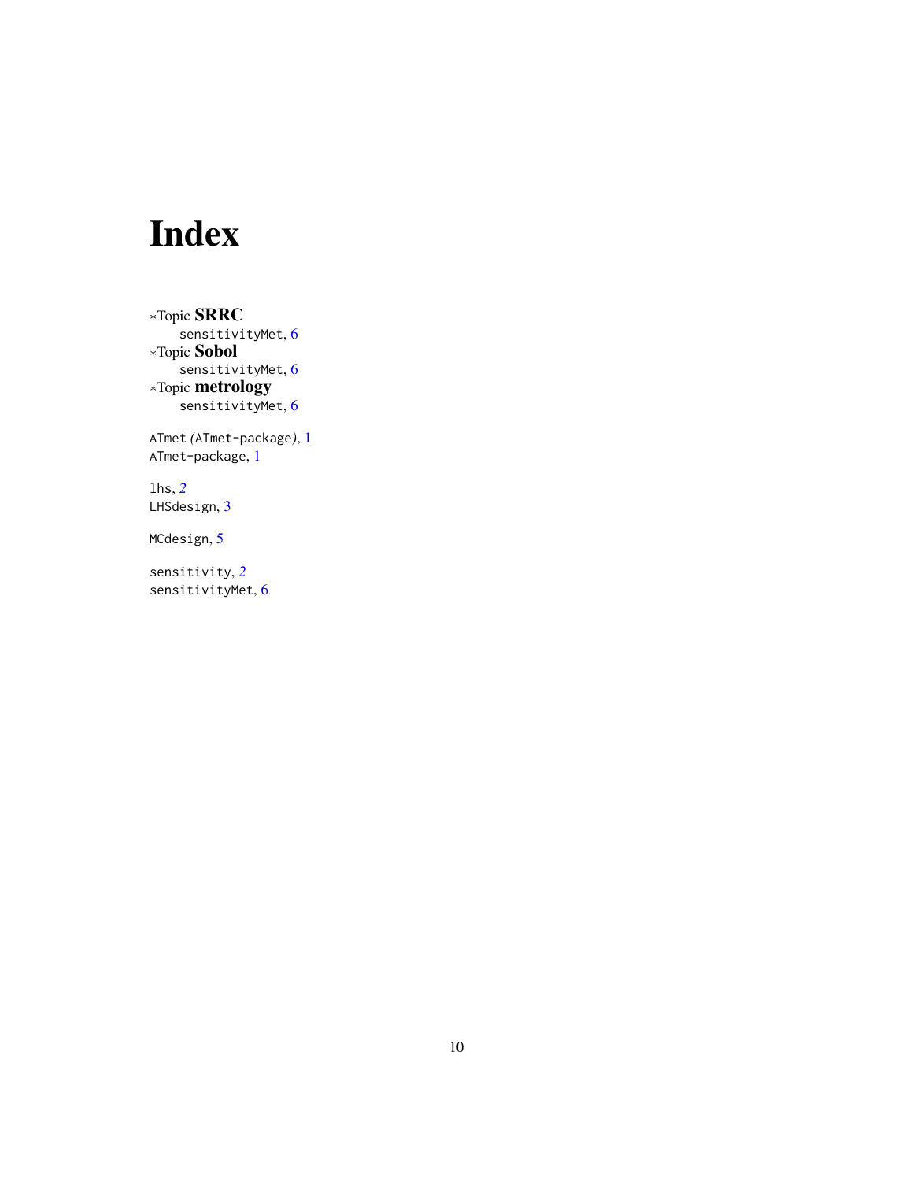# Index

*Topic **SRRC**
    sensitivityMet, 6
*Topic **Sobol**
    sensitivityMet, 6
*Topic **metrology**
    sensitivityMet, 6

ATmet *(*ATmet-package*)*, 1
ATmet-package, 1

lhs, *2*
LHSdesign, 3

MCdesign, 5

sensitivity, *2*
sensitivityMet, 6